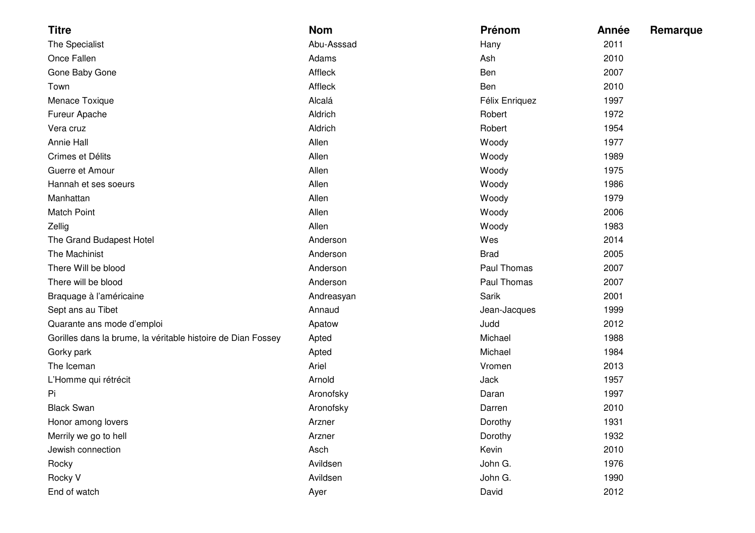| Titre | Nom | Prénom | Année | Remarque |
|---|---|---|---|---|
| The Specialist | Abu-Asssad | Hany | 2011 | |
| Once Fallen | Adams | Ash | 2010 | |
| Gone Baby Gone | Affleck | Ben | 2007 | |
| Town | Affleck | Ben | 2010 | |
| Menace Toxique | Alcalá | Félix Enriquez | 1997 | |
| Fureur Apache | Aldrich | Robert | 1972 | |
| Vera cruz | Aldrich | Robert | 1954 | |
| Annie Hall | Allen | Woody | 1977 | |
| Crimes et Délits | Allen | Woody | 1989 | |
| Guerre et Amour | Allen | Woody | 1975 | |
| Hannah et ses soeurs | Allen | Woody | 1986 | |
| Manhattan | Allen | Woody | 1979 | |
| Match Point | Allen | Woody | 2006 | |
| Zellig | Allen | Woody | 1983 | |
| The Grand Budapest Hotel | Anderson | Wes | 2014 | |
| The Machinist | Anderson | Brad | 2005 | |
| There Will be blood | Anderson | Paul Thomas | 2007 | |
| There will be blood | Anderson | Paul Thomas | 2007 | |
| Braquage à l'américaine | Andreasyan | Sarik | 2001 | |
| Sept ans au Tibet | Annaud | Jean-Jacques | 1999 | |
| Quarante ans mode d'emploi | Apatow | Judd | 2012 | |
| Gorilles dans la brume, la véritable histoire de Dian Fossey | Apted | Michael | 1988 | |
| Gorky park | Apted | Michael | 1984 | |
| The Iceman | Ariel | Vromen | 2013 | |
| L'Homme qui rétrécit | Arnold | Jack | 1957 | |
| Pi | Aronofsky | Daran | 1997 | |
| Black Swan | Aronofsky | Darren | 2010 | |
| Honor among lovers | Arzner | Dorothy | 1931 | |
| Merrily we go to hell | Arzner | Dorothy | 1932 | |
| Jewish connection | Asch | Kevin | 2010 | |
| Rocky | Avildsen | John G. | 1976 | |
| Rocky V | Avildsen | John G. | 1990 | |
| End of watch | Ayer | David | 2012 | |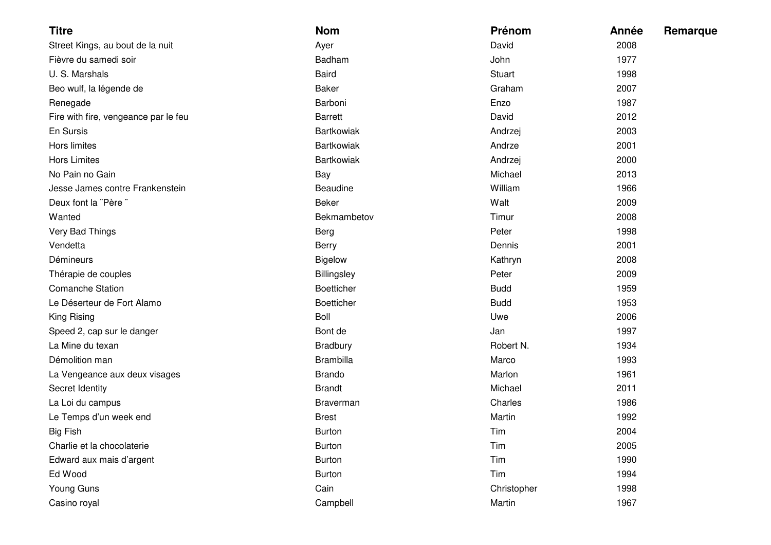| Titre | Nom | Prénom | Année | Remarque |
|---|---|---|---|---|
| Street Kings, au bout de la nuit | Ayer | David | 2008 | |
| Fièvre du samedi soir | Badham | John | 1977 | |
| U. S. Marshals | Baird | Stuart | 1998 | |
| Beo wulf, la légende de | Baker | Graham | 2007 | |
| Renegade | Barboni | Enzo | 1987 | |
| Fire with fire, vengeance par le feu | Barrett | David | 2012 | |
| En Sursis | Bartkowiak | Andrzej | 2003 | |
| Hors limites | Bartkowiak | Andrze | 2001 | |
| Hors Limites | Bartkowiak | Andrzej | 2000 | |
| No Pain no Gain | Bay | Michael | 2013 | |
| Jesse James contre Frankenstein | Beaudine | William | 1966 | |
| Deux font la ¨Père ¨ | Beker | Walt | 2009 | |
| Wanted | Bekmambetov | Timur | 2008 | |
| Very Bad Things | Berg | Peter | 1998 | |
| Vendetta | Berry | Dennis | 2001 | |
| Démineurs | Bigelow | Kathryn | 2008 | |
| Thérapie de couples | Billingsley | Peter | 2009 | |
| Comanche Station | Boetticher | Budd | 1959 | |
| Le Déserteur de Fort Alamo | Boetticher | Budd | 1953 | |
| King Rising | Boll | Uwe | 2006 | |
| Speed 2, cap sur le danger | Bont de | Jan | 1997 | |
| La Mine du texan | Bradbury | Robert N. | 1934 | |
| Démolition man | Brambilla | Marco | 1993 | |
| La Vengeance aux deux visages | Brando | Marlon | 1961 | |
| Secret Identity | Brandt | Michael | 2011 | |
| La Loi du campus | Braverman | Charles | 1986 | |
| Le Temps d'un week end | Brest | Martin | 1992 | |
| Big Fish | Burton | Tim | 2004 | |
| Charlie et la chocolaterie | Burton | Tim | 2005 | |
| Edward aux mais d'argent | Burton | Tim | 1990 | |
| Ed Wood | Burton | Tim | 1994 | |
| Young Guns | Cain | Christopher | 1998 | |
| Casino royal | Campbell | Martin | 1967 | |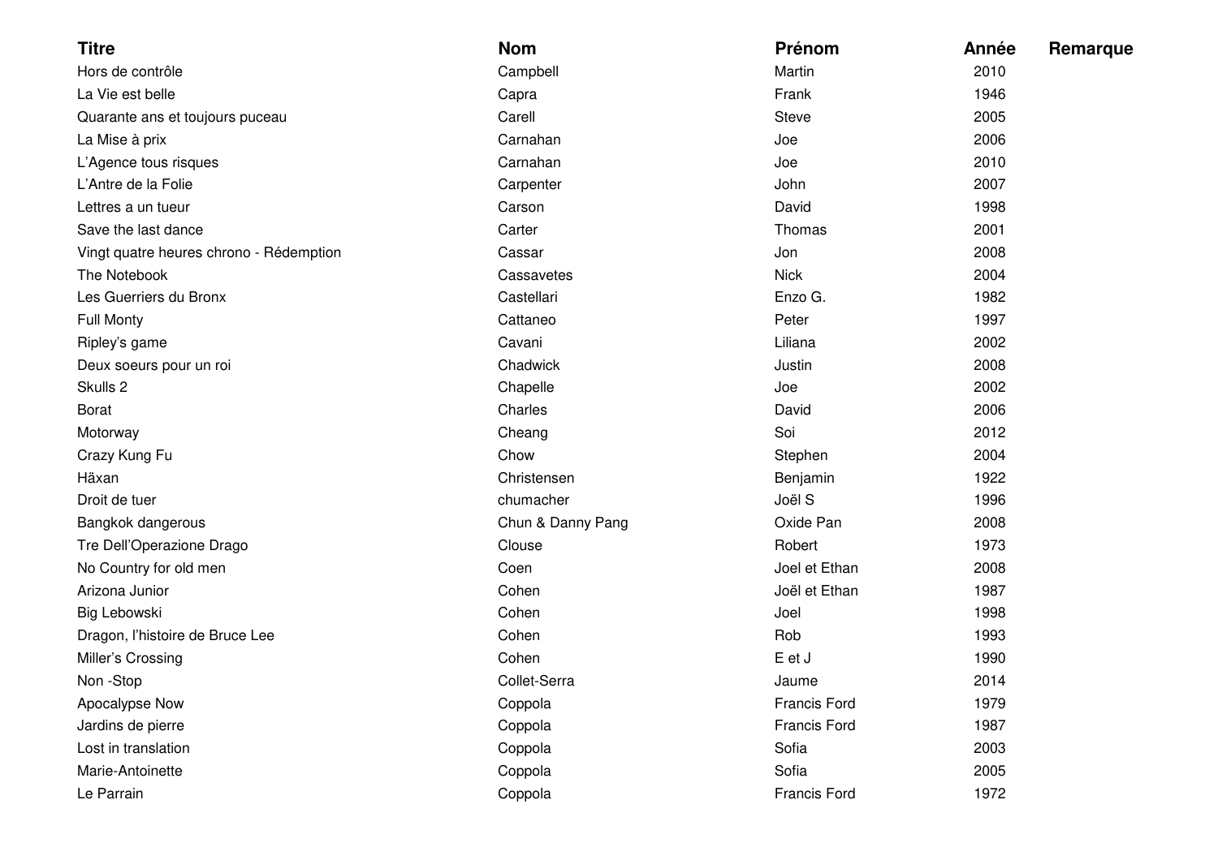| Titre | Nom | Prénom | Année | Remarque |
| --- | --- | --- | --- | --- |
| Hors de contrôle | Campbell | Martin | 2010 | |
| La Vie est belle | Capra | Frank | 1946 | |
| Quarante ans et toujours puceau | Carell | Steve | 2005 | |
| La Mise à prix | Carnahan | Joe | 2006 | |
| L’Agence tous risques | Carnahan | Joe | 2010 | |
| L’Antre de la Folie | Carpenter | John | 2007 | |
| Lettres a un tueur | Carson | David | 1998 | |
| Save the last dance | Carter | Thomas | 2001 | |
| Vingt quatre heures chrono - Rédemption | Cassar | Jon | 2008 | |
| The Notebook | Cassavetes | Nick | 2004 | |
| Les Guerriers du Bronx | Castellari | Enzo G. | 1982 | |
| Full Monty | Cattaneo | Peter | 1997 | |
| Ripley’s game | Cavani | Liliana | 2002 | |
| Deux soeurs pour un roi | Chadwick | Justin | 2008 | |
| Skulls 2 | Chapelle | Joe | 2002 | |
| Borat | Charles | David | 2006 | |
| Motorway | Cheang | Soi | 2012 | |
| Crazy Kung Fu | Chow | Stephen | 2004 | |
| Häxan | Christensen | Benjamin | 1922 | |
| Droit de tuer | chumacher | Joël S | 1996 | |
| Bangkok dangerous | Chun & Danny Pang | Oxide Pan | 2008 | |
| Tre Dell’Operazione Drago | Clouse | Robert | 1973 | |
| No Country for old men | Coen | Joel et Ethan | 2008 | |
| Arizona Junior | Cohen | Joël et Ethan | 1987 | |
| Big Lebowski | Cohen | Joel | 1998 | |
| Dragon, l’histoire de Bruce Lee | Cohen | Rob | 1993 | |
| Miller’s Crossing | Cohen | E et J | 1990 | |
| Non -Stop | Collet-Serra | Jaume | 2014 | |
| Apocalypse Now | Coppola | Francis Ford | 1979 | |
| Jardins de pierre | Coppola | Francis Ford | 1987 | |
| Lost in translation | Coppola | Sofia | 2003 | |
| Marie-Antoinette | Coppola | Sofia | 2005 | |
| Le Parrain | Coppola | Francis Ford | 1972 | |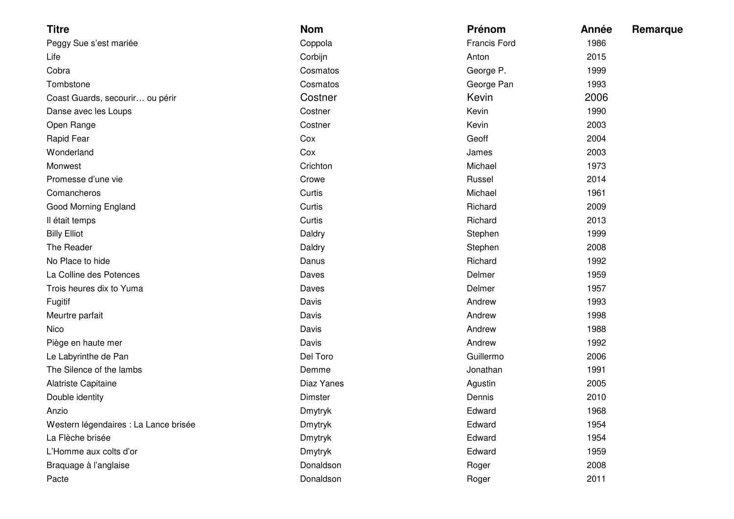| Titre | Nom | Prénom | Année | Remarque |
| --- | --- | --- | --- | --- |
| Peggy Sue s'est mariée | Coppola | Francis Ford | 1986 | |
| Life | Corbijn | Anton | 2015 | |
| Cobra | Cosmatos | George P. | 1999 | |
| Tombstone | Cosmatos | George Pan | 1993 | |
| Coast Guards, secourir… ou périr | Costner | Kevin | 2006 | |
| Danse avec les Loups | Costner | Kevin | 1990 | |
| Open Range | Costner | Kevin | 2003 | |
| Rapid Fear | Cox | Geoff | 2004 | |
| Wonderland | Cox | James | 2003 | |
| Monwest | Crichton | Michael | 1973 | |
| Promesse d'une vie | Crowe | Russel | 2014 | |
| Comancheros | Curtis | Michael | 1961 | |
| Good Morning England | Curtis | Richard | 2009 | |
| Il était temps | Curtis | Richard | 2013 | |
| Billy Elliot | Daldry | Stephen | 1999 | |
| The Reader | Daldry | Stephen | 2008 | |
| No Place to hide | Danus | Richard | 1992 | |
| La Colline des Potences | Daves | Delmer | 1959 | |
| Trois heures dix to Yuma | Daves | Delmer | 1957 | |
| Fugitif | Davis | Andrew | 1993 | |
| Meurtre parfait | Davis | Andrew | 1998 | |
| Nico | Davis | Andrew | 1988 | |
| Piège en haute mer | Davis | Andrew | 1992 | |
| Le Labyrinthe de Pan | Del Toro | Guillermo | 2006 | |
| The Silence of the lambs | Demme | Jonathan | 1991 | |
| Alatriste Capitaine | Diaz Yanes | Agustin | 2005 | |
| Double identity | Dimster | Dennis | 2010 | |
| Anzio | Dmytryk | Edward | 1968 | |
| Western légendaires : La Lance brisée | Dmytryk | Edward | 1954 | |
| La Flèche brisée | Dmytryk | Edward | 1954 | |
| L'Homme aux colts d'or | Dmytryk | Edward | 1959 | |
| Braquage à l'anglaise | Donaldson | Roger | 2008 | |
| Pacte | Donaldson | Roger | 2011 | |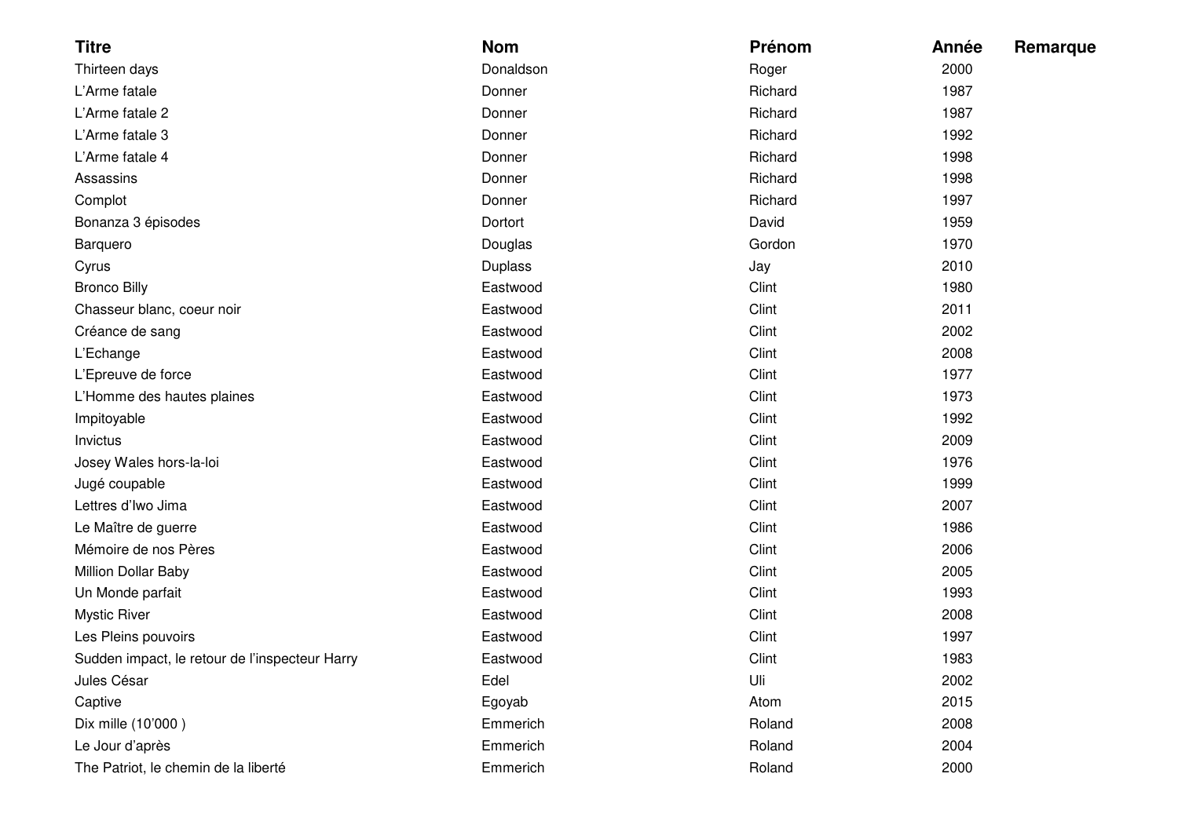| Titre | Nom | Prénom | Année | Remarque |
|---|---|---|---|---|
| Thirteen days | Donaldson | Roger | 2000 | |
| L’Arme fatale | Donner | Richard | 1987 | |
| L’Arme fatale 2 | Donner | Richard | 1987 | |
| L’Arme fatale 3 | Donner | Richard | 1992 | |
| L’Arme fatale 4 | Donner | Richard | 1998 | |
| Assassins | Donner | Richard | 1998 | |
| Complot | Donner | Richard | 1997 | |
| Bonanza 3 épisodes | Dortort | David | 1959 | |
| Barquero | Douglas | Gordon | 1970 | |
| Cyrus | Duplass | Jay | 2010 | |
| Bronco Billy | Eastwood | Clint | 1980 | |
| Chasseur blanc, coeur noir | Eastwood | Clint | 2011 | |
| Créance de sang | Eastwood | Clint | 2002 | |
| L’Echange | Eastwood | Clint | 2008 | |
| L’Epreuve de force | Eastwood | Clint | 1977 | |
| L’Homme des hautes plaines | Eastwood | Clint | 1973 | |
| Impitoyable | Eastwood | Clint | 1992 | |
| Invictus | Eastwood | Clint | 2009 | |
| Josey Wales hors-la-loi | Eastwood | Clint | 1976 | |
| Jugé coupable | Eastwood | Clint | 1999 | |
| Lettres d’Iwo Jima | Eastwood | Clint | 2007 | |
| Le Maître de guerre | Eastwood | Clint | 1986 | |
| Mémoire de nos Pères | Eastwood | Clint | 2006 | |
| Million Dollar Baby | Eastwood | Clint | 2005 | |
| Un Monde parfait | Eastwood | Clint | 1993 | |
| Mystic River | Eastwood | Clint | 2008 | |
| Les Pleins pouvoirs | Eastwood | Clint | 1997 | |
| Sudden impact, le retour de l’inspecteur Harry | Eastwood | Clint | 1983 | |
| Jules César | Edel | Uli | 2002 | |
| Captive | Egoyab | Atom | 2015 | |
| Dix mille (10’000 ) | Emmerich | Roland | 2008 | |
| Le Jour d’après | Emmerich | Roland | 2004 | |
| The Patriot, le chemin de la liberté | Emmerich | Roland | 2000 | |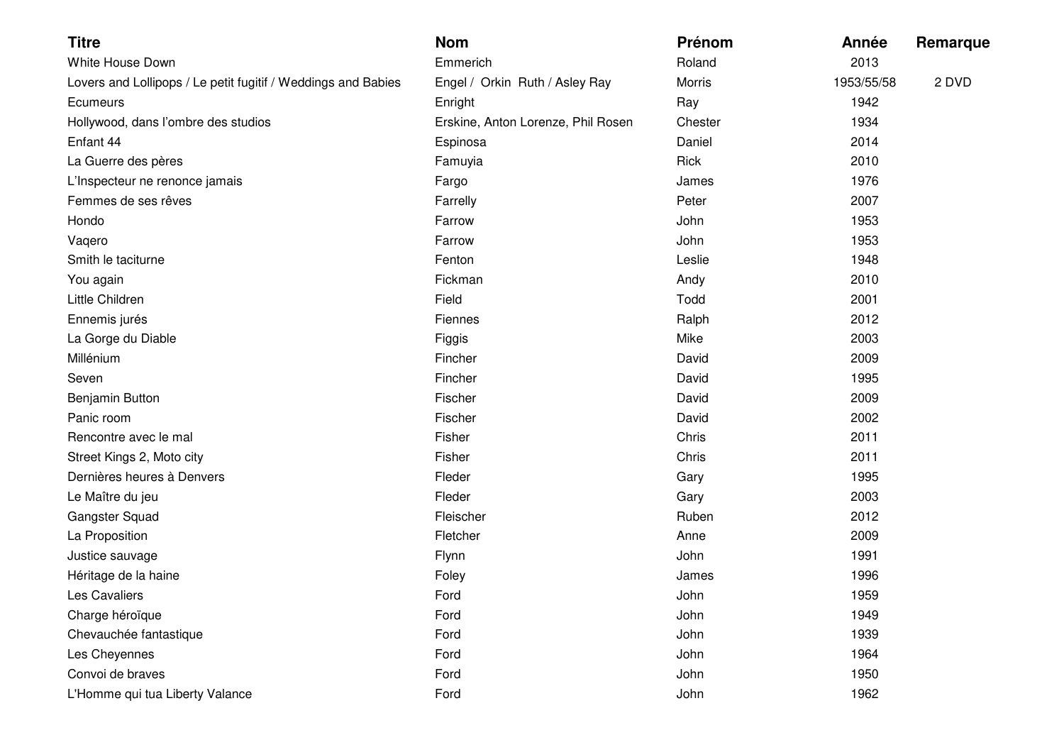| Titre | Nom | Prénom | Année | Remarque |
|---|---|---|---|---|
| White House Down | Emmerich | Roland | 2013 | |
| Lovers and Lollipops / Le petit fugitif / Weddings and Babies | Engel / Orkin Ruth / Asley Ray | Morris | 1953/55/58 | 2 DVD |
| Ecumeurs | Enright | Ray | 1942 | |
| Hollywood, dans l’ombre des studios | Erskine, Anton Lorenze, Phil Rosen | Chester | 1934 | |
| Enfant 44 | Espinosa | Daniel | 2014 | |
| La Guerre des pères | Famuyia | Rick | 2010 | |
| L’Inspecteur ne renonce jamais | Fargo | James | 1976 | |
| Femmes de ses rêves | Farrelly | Peter | 2007 | |
| Hondo | Farrow | John | 1953 | |
| Vaqero | Farrow | John | 1953 | |
| Smith le taciturne | Fenton | Leslie | 1948 | |
| You again | Fickman | Andy | 2010 | |
| Little Children | Field | Todd | 2001 | |
| Ennemis jurés | Fiennes | Ralph | 2012 | |
| La Gorge du Diable | Figgis | Mike | 2003 | |
| Millénium | Fincher | David | 2009 | |
| Seven | Fincher | David | 1995 | |
| Benjamin Button | Fischer | David | 2009 | |
| Panic room | Fischer | David | 2002 | |
| Rencontre avec le mal | Fisher | Chris | 2011 | |
| Street Kings 2, Moto city | Fisher | Chris | 2011 | |
| Dernières heures à Denvers | Fleder | Gary | 1995 | |
| Le Maître du jeu | Fleder | Gary | 2003 | |
| Gangster Squad | Fleischer | Ruben | 2012 | |
| La Proposition | Fletcher | Anne | 2009 | |
| Justice sauvage | Flynn | John | 1991 | |
| Héritage de la haine | Foley | James | 1996 | |
| Les Cavaliers | Ford | John | 1959 | |
| Charge héroïque | Ford | John | 1949 | |
| Chevauchée fantastique | Ford | John | 1939 | |
| Les Cheyennes | Ford | John | 1964 | |
| Convoi de braves | Ford | John | 1950 | |
| L'Homme qui tua Liberty Valance | Ford | John | 1962 | |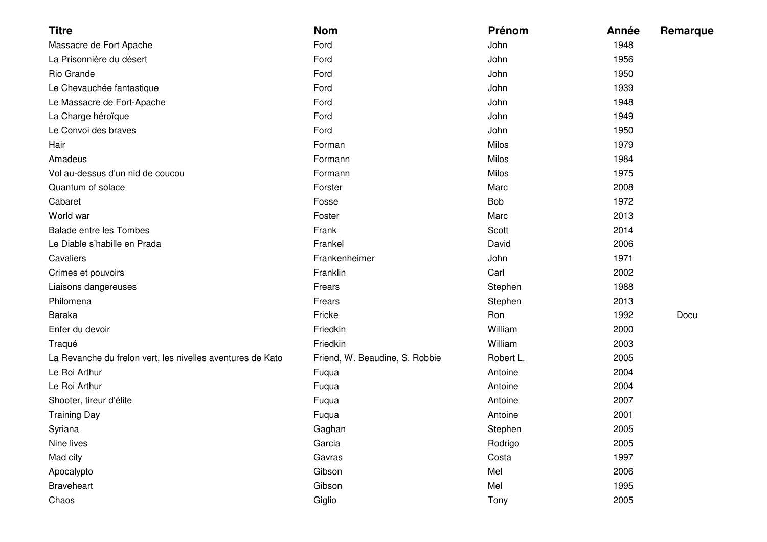| Titre | Nom | Prénom | Année | Remarque |
|---|---|---|---|---|
| Massacre de Fort Apache | Ford | John | 1948 | |
| La Prisonnière du désert | Ford | John | 1956 | |
| Rio Grande | Ford | John | 1950 | |
| Le Chevauchée fantastique | Ford | John | 1939 | |
| Le Massacre de Fort-Apache | Ford | John | 1948 | |
| La Charge héroïque | Ford | John | 1949 | |
| Le Convoi des braves | Ford | John | 1950 | |
| Hair | Forman | Milos | 1979 | |
| Amadeus | Formann | Milos | 1984 | |
| Vol au-dessus d’un nid de coucou | Formann | Milos | 1975 | |
| Quantum of solace | Forster | Marc | 2008 | |
| Cabaret | Fosse | Bob | 1972 | |
| World war | Foster | Marc | 2013 | |
| Balade entre les Tombes | Frank | Scott | 2014 | |
| Le Diable s’habille en Prada | Frankel | David | 2006 | |
| Cavaliers | Frankenheimer | John | 1971 | |
| Crimes et pouvoirs | Franklin | Carl | 2002 | |
| Liaisons dangereuses | Frears | Stephen | 1988 | |
| Philomena | Frears | Stephen | 2013 | |
| Baraka | Fricke | Ron | 1992 | Docu |
| Enfer du devoir | Friedkin | William | 2000 | |
| Traqué | Friedkin | William | 2003 | |
| La Revanche du frelon vert, les nivelles aventures de Kato | Friend, W. Beaudine, S. Robbie | Robert L. | 2005 | |
| Le Roi Arthur | Fuqua | Antoine | 2004 | |
| Le Roi Arthur | Fuqua | Antoine | 2004 | |
| Shooter, tireur d’élite | Fuqua | Antoine | 2007 | |
| Training Day | Fuqua | Antoine | 2001 | |
| Syriana | Gaghan | Stephen | 2005 | |
| Nine lives | Garcia | Rodrigo | 2005 | |
| Mad city | Gavras | Costa | 1997 | |
| Apocalypto | Gibson | Mel | 2006 | |
| Braveheart | Gibson | Mel | 1995 | |
| Chaos | Giglio | Tony | 2005 | |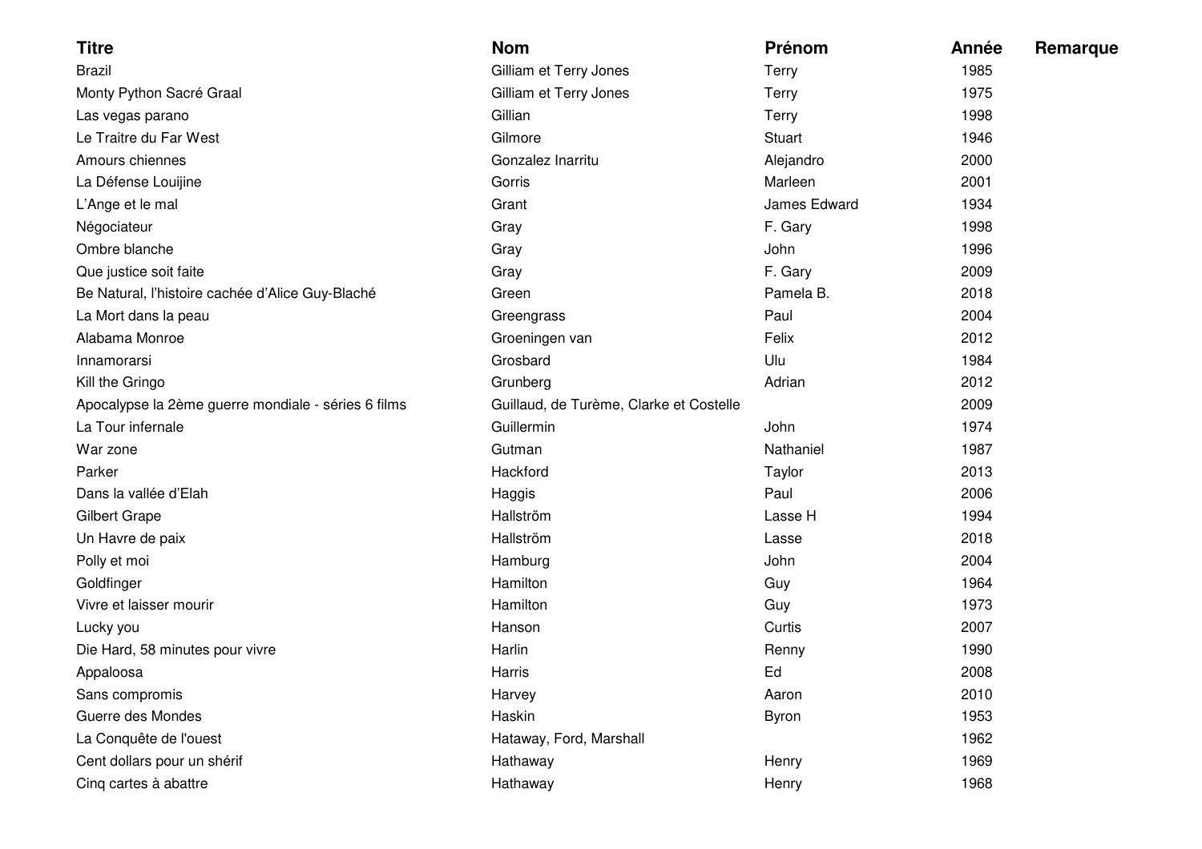| Titre | Nom | Prénom | Année | Remarque |
| --- | --- | --- | --- | --- |
| Brazil | Gilliam et Terry Jones | Terry | 1985 | |
| Monty Python Sacré Graal | Gilliam et Terry Jones | Terry | 1975 | |
| Las vegas parano | Gillian | Terry | 1998 | |
| Le Traitre du Far West | Gilmore | Stuart | 1946 | |
| Amours chiennes | Gonzalez Inarritu | Alejandro | 2000 | |
| La Défense Louijine | Gorris | Marleen | 2001 | |
| L'Ange et le mal | Grant | James Edward | 1934 | |
| Négociateur | Gray | F. Gary | 1998 | |
| Ombre blanche | Gray | John | 1996 | |
| Que justice soit faite | Gray | F. Gary | 2009 | |
| Be Natural, l'histoire cachée d'Alice Guy-Blaché | Green | Pamela B. | 2018 | |
| La Mort dans la peau | Greengrass | Paul | 2004 | |
| Alabama Monroe | Groeningen van | Felix | 2012 | |
| Innamorarsi | Grosbard | Ulu | 1984 | |
| Kill the Gringo | Grunberg | Adrian | 2012 | |
| Apocalypse la 2ème guerre mondiale - séries 6 films | Guillaud, de Turème, Clarke et Costelle | | 2009 | |
| La Tour infernale | Guillermin | John | 1974 | |
| War zone | Gutman | Nathaniel | 1987 | |
| Parker | Hackford | Taylor | 2013 | |
| Dans la vallée d'Elah | Haggis | Paul | 2006 | |
| Gilbert Grape | Hallström | Lasse H | 1994 | |
| Un Havre de paix | Hallström | Lasse | 2018 | |
| Polly et moi | Hamburg | John | 2004 | |
| Goldfinger | Hamilton | Guy | 1964 | |
| Vivre et laisser mourir | Hamilton | Guy | 1973 | |
| Lucky you | Hanson | Curtis | 2007 | |
| Die Hard, 58 minutes pour vivre | Harlin | Renny | 1990 | |
| Appaloosa | Harris | Ed | 2008 | |
| Sans compromis | Harvey | Aaron | 2010 | |
| Guerre des Mondes | Haskin | Byron | 1953 | |
| La Conquête de l'ouest | Hataway, Ford, Marshall | | 1962 | |
| Cent dollars pour un shérif | Hathaway | Henry | 1969 | |
| Cinq cartes à abattre | Hathaway | Henry | 1968 | |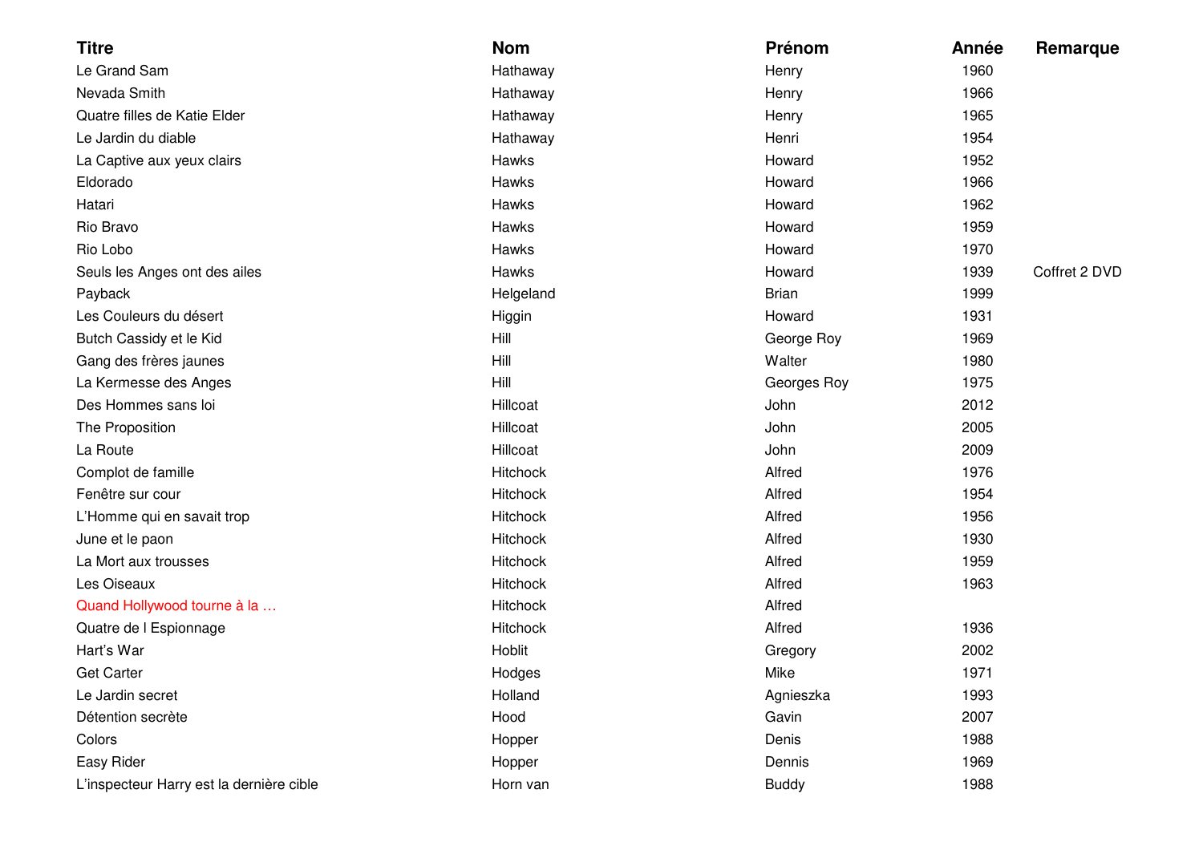| Titre | Nom | Prénom | Année | Remarque |
|---|---|---|---|---|
| Le Grand Sam | Hathaway | Henry | 1960 | |
| Nevada Smith | Hathaway | Henry | 1966 | |
| Quatre filles de Katie Elder | Hathaway | Henry | 1965 | |
| Le Jardin du diable | Hathaway | Henri | 1954 | |
| La Captive aux yeux clairs | Hawks | Howard | 1952 | |
| Eldorado | Hawks | Howard | 1966 | |
| Hatari | Hawks | Howard | 1962 | |
| Rio Bravo | Hawks | Howard | 1959 | |
| Rio Lobo | Hawks | Howard | 1970 | |
| Seuls les Anges ont des ailes | Hawks | Howard | 1939 | Coffret 2 DVD |
| Payback | Helgeland | Brian | 1999 | |
| Les Couleurs du désert | Higgin | Howard | 1931 | |
| Butch Cassidy et le Kid | Hill | George Roy | 1969 | |
| Gang des frères jaunes | Hill | Walter | 1980 | |
| La Kermesse des Anges | Hill | Georges Roy | 1975 | |
| Des Hommes sans loi | Hillcoat | John | 2012 | |
| The Proposition | Hillcoat | John | 2005 | |
| La Route | Hillcoat | John | 2009 | |
| Complot de famille | Hitchock | Alfred | 1976 | |
| Fenêtre sur cour | Hitchock | Alfred | 1954 | |
| L'Homme qui en savait trop | Hitchock | Alfred | 1956 | |
| June et le paon | Hitchock | Alfred | 1930 | |
| La Mort aux trousses | Hitchock | Alfred | 1959 | |
| Les Oiseaux | Hitchock | Alfred | 1963 | |
| Quand Hollywood tourne à la … | Hitchock | Alfred | | |
| Quatre de l Espionnage | Hitchock | Alfred | 1936 | |
| Hart's War | Hoblit | Gregory | 2002 | |
| Get Carter | Hodges | Mike | 1971 | |
| Le Jardin secret | Holland | Agnieszka | 1993 | |
| Détention secrète | Hood | Gavin | 2007 | |
| Colors | Hopper | Denis | 1988 | |
| Easy Rider | Hopper | Dennis | 1969 | |
| L'inspecteur Harry est la dernière cible | Horn van | Buddy | 1988 | |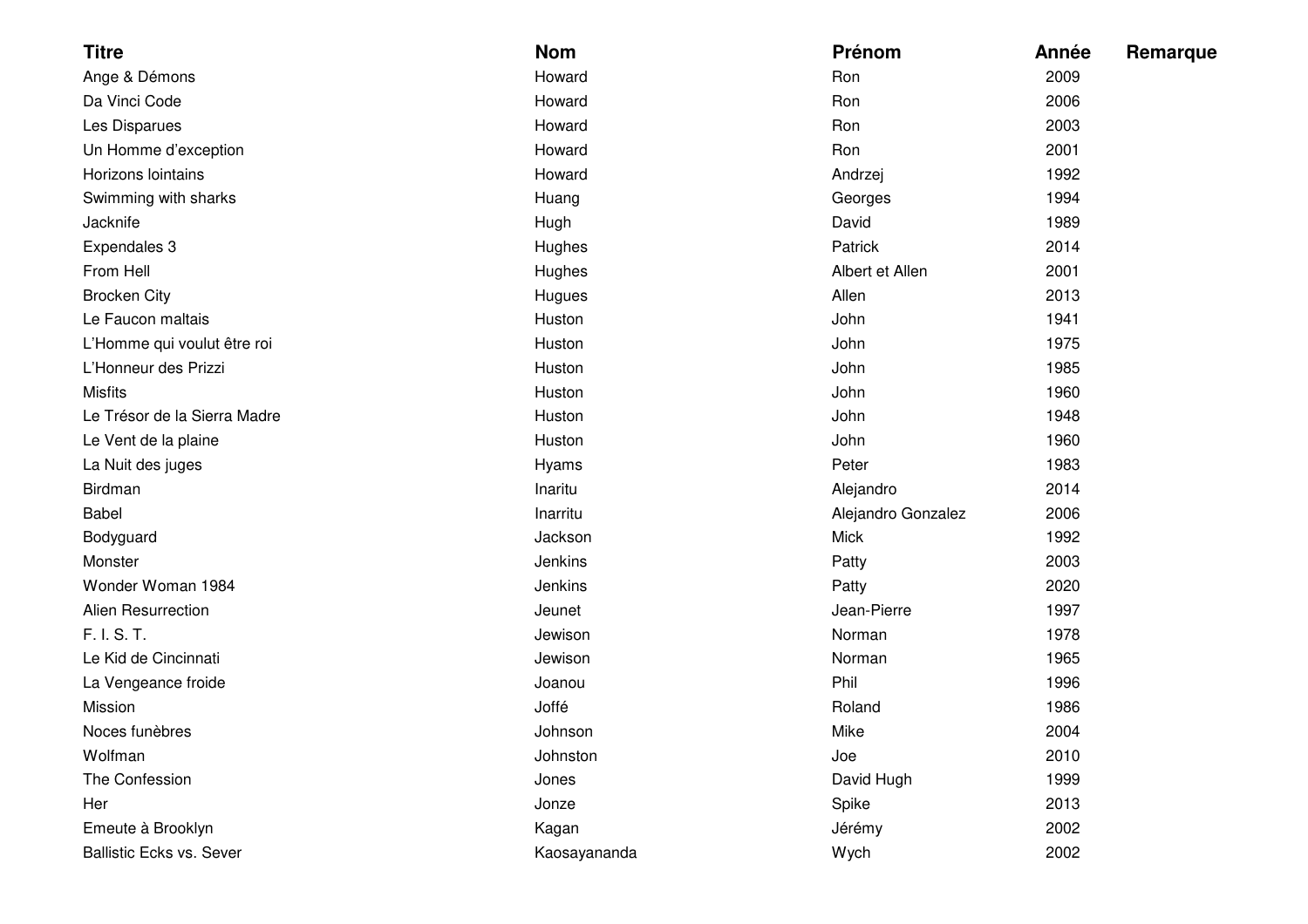| Titre | Nom | Prénom | Année | Remarque |
| --- | --- | --- | --- | --- |
| Ange & Démons | Howard | Ron | 2009 | |
| Da Vinci Code | Howard | Ron | 2006 | |
| Les Disparues | Howard | Ron | 2003 | |
| Un Homme d’exception | Howard | Ron | 2001 | |
| Horizons lointains | Howard | Andrzej | 1992 | |
| Swimming with sharks | Huang | Georges | 1994 | |
| Jacknife | Hugh | David | 1989 | |
| Expendales 3 | Hughes | Patrick | 2014 | |
| From Hell | Hughes | Albert et Allen | 2001 | |
| Brocken City | Hugues | Allen | 2013 | |
| Le Faucon maltais | Huston | John | 1941 | |
| L’Homme qui voulut être roi | Huston | John | 1975 | |
| L’Honneur des Prizzi | Huston | John | 1985 | |
| Misfits | Huston | John | 1960 | |
| Le Trésor de la Sierra Madre | Huston | John | 1948 | |
| Le Vent de la plaine | Huston | John | 1960 | |
| La Nuit des juges | Hyams | Peter | 1983 | |
| Birdman | Inaritu | Alejandro | 2014 | |
| Babel | Inarritu | Alejandro Gonzalez | 2006 | |
| Bodyguard | Jackson | Mick | 1992 | |
| Monster | Jenkins | Patty | 2003 | |
| Wonder Woman 1984 | Jenkins | Patty | 2020 | |
| Alien Resurrection | Jeunet | Jean-Pierre | 1997 | |
| F. I. S. T. | Jewison | Norman | 1978 | |
| Le Kid de Cincinnati | Jewison | Norman | 1965 | |
| La Vengeance froide | Joanou | Phil | 1996 | |
| Mission | Joffé | Roland | 1986 | |
| Noces funèbres | Johnson | Mike | 2004 | |
| Wolfman | Johnston | Joe | 2010 | |
| The Confession | Jones | David Hugh | 1999 | |
| Her | Jonze | Spike | 2013 | |
| Emeute à Brooklyn | Kagan | Jérémy | 2002 | |
| Ballistic Ecks vs. Sever | Kaosayananda | Wych | 2002 | |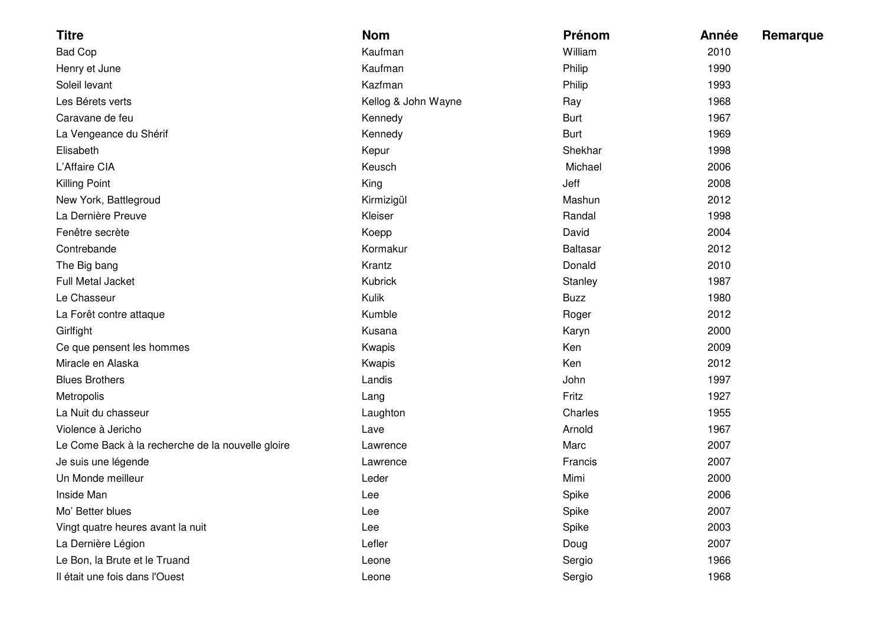| Titre | Nom | Prénom | Année | Remarque |
|---|---|---|---|---|
| Bad Cop | Kaufman | William | 2010 | |
| Henry et June | Kaufman | Philip | 1990 | |
| Soleil levant | Kazfman | Philip | 1993 | |
| Les Bérets verts | Kellog & John Wayne | Ray | 1968 | |
| Caravane de feu | Kennedy | Burt | 1967 | |
| La Vengeance du Shérif | Kennedy | Burt | 1969 | |
| Elisabeth | Kepur | Shekhar | 1998 | |
| L'Affaire CIA | Keusch | Michael | 2006 | |
| Killing Point | King | Jeff | 2008 | |
| New York, Battlegroud | Kirmizigül | Mashun | 2012 | |
| La Dernière Preuve | Kleiser | Randal | 1998 | |
| Fenêtre secrète | Koepp | David | 2004 | |
| Contrebande | Kormakur | Baltasar | 2012 | |
| The Big bang | Krantz | Donald | 2010 | |
| Full Metal Jacket | Kubrick | Stanley | 1987 | |
| Le Chasseur | Kulik | Buzz | 1980 | |
| La Forêt contre attaque | Kumble | Roger | 2012 | |
| Girlfight | Kusana | Karyn | 2000 | |
| Ce que pensent les hommes | Kwapis | Ken | 2009 | |
| Miracle en Alaska | Kwapis | Ken | 2012 | |
| Blues Brothers | Landis | John | 1997 | |
| Metropolis | Lang | Fritz | 1927 | |
| La Nuit du chasseur | Laughton | Charles | 1955 | |
| Violence à Jericho | Lave | Arnold | 1967 | |
| Le Come Back à la recherche de la nouvelle gloire | Lawrence | Marc | 2007 | |
| Je suis une légende | Lawrence | Francis | 2007 | |
| Un Monde meilleur | Leder | Mimi | 2000 | |
| Inside Man | Lee | Spike | 2006 | |
| Mo' Better blues | Lee | Spike | 2007 | |
| Vingt quatre heures avant la nuit | Lee | Spike | 2003 | |
| La Dernière Légion | Lefler | Doug | 2007 | |
| Le Bon, la Brute et le Truand | Leone | Sergio | 1966 | |
| Il était une fois dans l'Ouest | Leone | Sergio | 1968 | |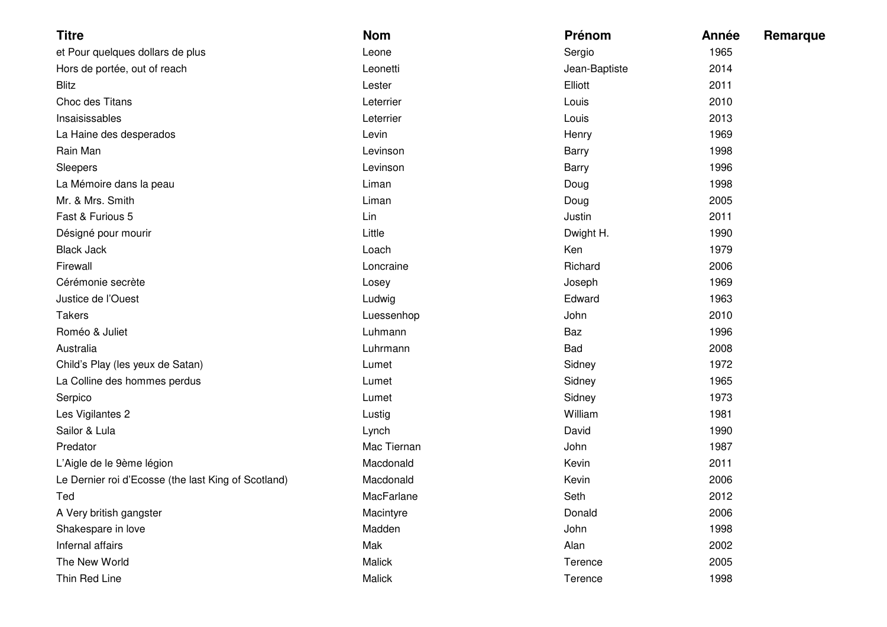| Titre | Nom | Prénom | Année | Remarque |
|---|---|---|---|---|
| et Pour quelques dollars de plus | Leone | Sergio | 1965 | |
| Hors de portée, out of reach | Leonetti | Jean-Baptiste | 2014 | |
| Blitz | Lester | Elliott | 2011 | |
| Choc des Titans | Leterrier | Louis | 2010 | |
| Insaisissables | Leterrier | Louis | 2013 | |
| La Haine des desperados | Levin | Henry | 1969 | |
| Rain Man | Levinson | Barry | 1998 | |
| Sleepers | Levinson | Barry | 1996 | |
| La Mémoire dans la peau | Liman | Doug | 1998 | |
| Mr. & Mrs. Smith | Liman | Doug | 2005 | |
| Fast & Furious 5 | Lin | Justin | 2011 | |
| Désigné pour mourir | Little | Dwight H. | 1990 | |
| Black Jack | Loach | Ken | 1979 | |
| Firewall | Loncraine | Richard | 2006 | |
| Cérémonie secrète | Losey | Joseph | 1969 | |
| Justice de l'Ouest | Ludwig | Edward | 1963 | |
| Takers | Luessenhop | John | 2010 | |
| Roméo & Juliet | Luhmann | Baz | 1996 | |
| Australia | Luhrmann | Bad | 2008 | |
| Child's Play (les yeux de Satan) | Lumet | Sidney | 1972 | |
| La Colline des hommes perdus | Lumet | Sidney | 1965 | |
| Serpico | Lumet | Sidney | 1973 | |
| Les Vigilantes 2 | Lustig | William | 1981 | |
| Sailor & Lula | Lynch | David | 1990 | |
| Predator | Mac Tiernan | John | 1987 | |
| L'Aigle de le 9ème légion | Macdonald | Kevin | 2011 | |
| Le Dernier roi d'Ecosse (the last King of Scotland) | Macdonald | Kevin | 2006 | |
| Ted | MacFarlane | Seth | 2012 | |
| A Very british gangster | Macintyre | Donald | 2006 | |
| Shakespare in love | Madden | John | 1998 | |
| Infernal affairs | Mak | Alan | 2002 | |
| The New World | Malick | Terence | 2005 | |
| Thin Red Line | Malick | Terence | 1998 | |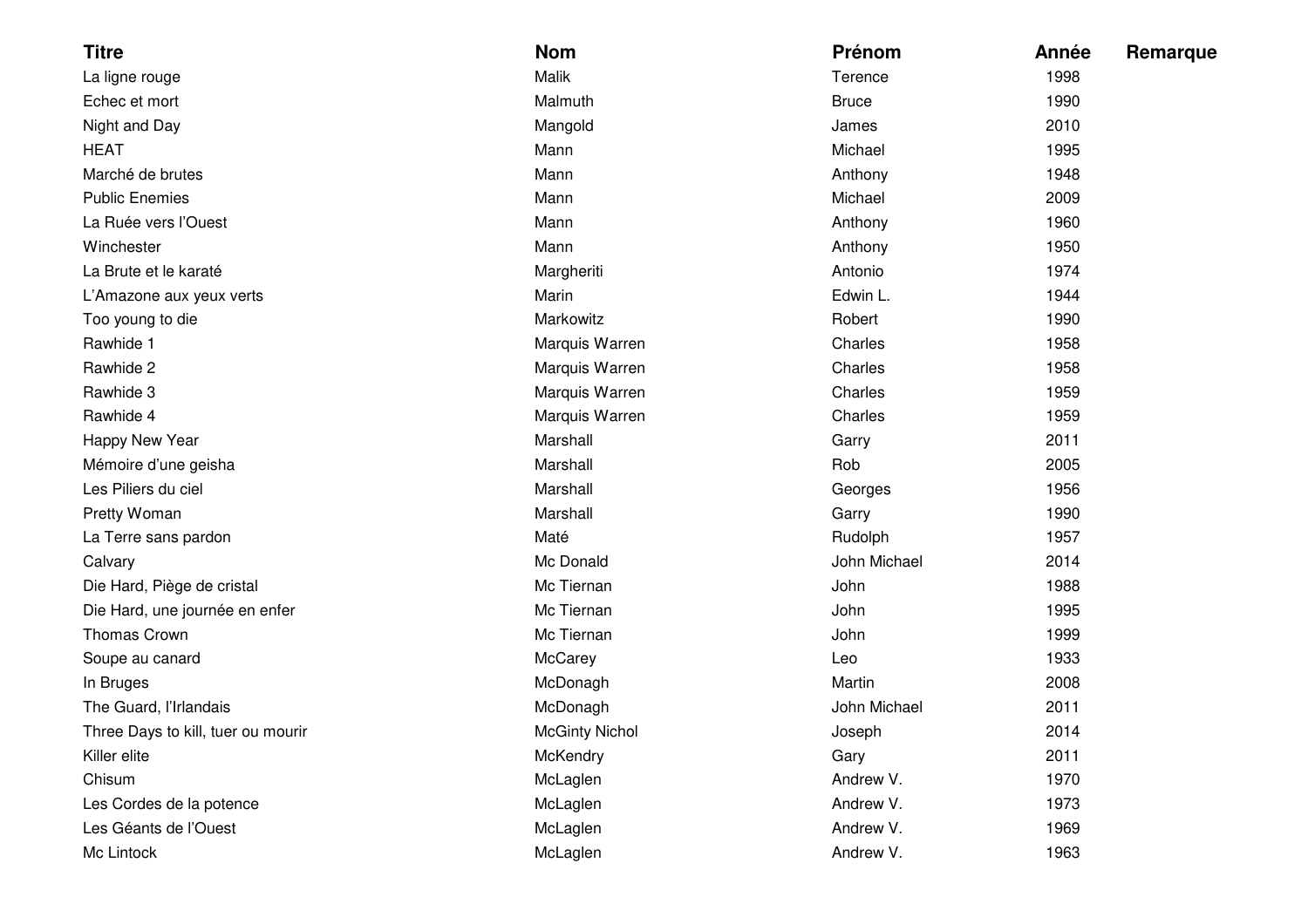| Titre | Nom | Prénom | Année | Remarque |
| --- | --- | --- | --- | --- |
| La ligne rouge | Malik | Terence | 1998 | |
| Echec et mort | Malmuth | Bruce | 1990 | |
| Night and Day | Mangold | James | 2010 | |
| HEAT | Mann | Michael | 1995 | |
| Marché de brutes | Mann | Anthony | 1948 | |
| Public Enemies | Mann | Michael | 2009 | |
| La Ruée vers l'Ouest | Mann | Anthony | 1960 | |
| Winchester | Mann | Anthony | 1950 | |
| La Brute et le karaté | Margheriti | Antonio | 1974 | |
| L'Amazone aux yeux verts | Marin | Edwin L. | 1944 | |
| Too young to die | Markowitz | Robert | 1990 | |
| Rawhide 1 | Marquis Warren | Charles | 1958 | |
| Rawhide 2 | Marquis Warren | Charles | 1958 | |
| Rawhide 3 | Marquis Warren | Charles | 1959 | |
| Rawhide 4 | Marquis Warren | Charles | 1959 | |
| Happy New Year | Marshall | Garry | 2011 | |
| Mémoire d'une geisha | Marshall | Rob | 2005 | |
| Les Piliers du ciel | Marshall | Georges | 1956 | |
| Pretty Woman | Marshall | Garry | 1990 | |
| La Terre sans pardon | Maté | Rudolph | 1957 | |
| Calvary | Mc Donald | John Michael | 2014 | |
| Die Hard, Piège de cristal | Mc Tiernan | John | 1988 | |
| Die Hard, une journée en enfer | Mc Tiernan | John | 1995 | |
| Thomas Crown | Mc Tiernan | John | 1999 | |
| Soupe au canard | McCarey | Leo | 1933 | |
| In Bruges | McDonagh | Martin | 2008 | |
| The Guard, l'Irlandais | McDonagh | John Michael | 2011 | |
| Three Days to kill, tuer ou mourir | McGinty Nichol | Joseph | 2014 | |
| Killer elite | McKendry | Gary | 2011 | |
| Chisum | McLaglen | Andrew V. | 1970 | |
| Les Cordes de la potence | McLaglen | Andrew V. | 1973 | |
| Les Géants de l'Ouest | McLaglen | Andrew V. | 1969 | |
| Mc Lintock | McLaglen | Andrew V. | 1963 | |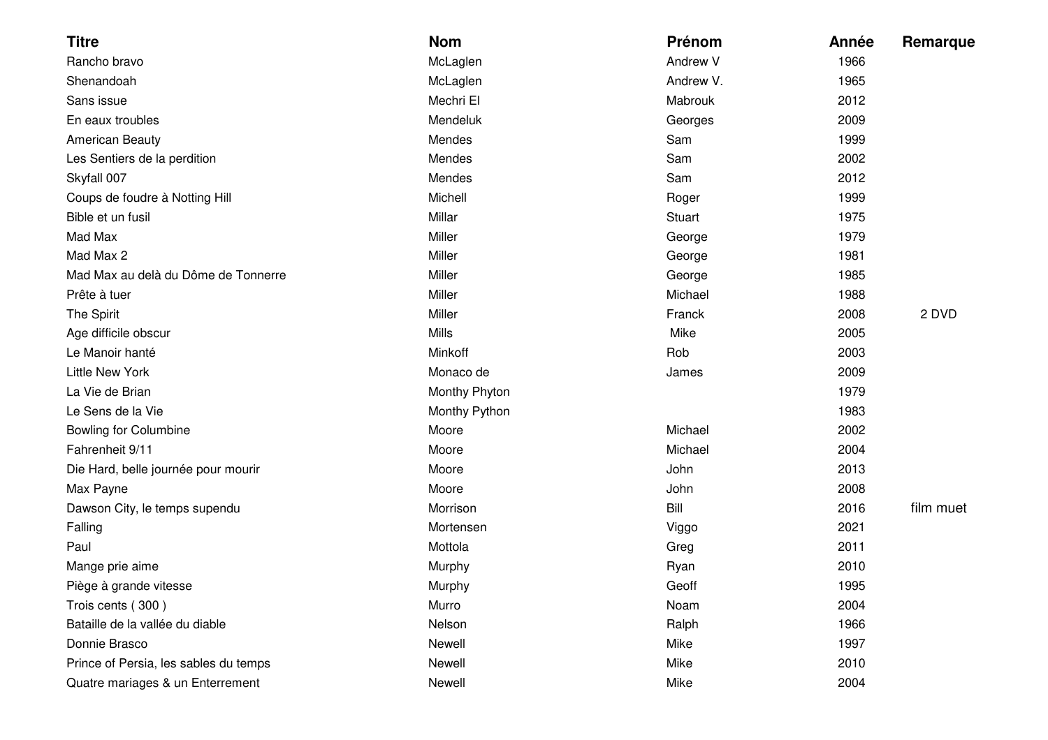| Titre | Nom | Prénom | Année | Remarque |
|---|---|---|---|---|
| Rancho bravo | McLaglen | Andrew V | 1966 | |
| Shenandoah | McLaglen | Andrew V. | 1965 | |
| Sans issue | Mechri El | Mabrouk | 2012 | |
| En eaux troubles | Mendeluk | Georges | 2009 | |
| American Beauty | Mendes | Sam | 1999 | |
| Les Sentiers de la perdition | Mendes | Sam | 2002 | |
| Skyfall 007 | Mendes | Sam | 2012 | |
| Coups de foudre à Notting Hill | Michell | Roger | 1999 | |
| Bible et un fusil | Millar | Stuart | 1975 | |
| Mad Max | Miller | George | 1979 | |
| Mad Max 2 | Miller | George | 1981 | |
| Mad Max au delà du Dôme de Tonnerre | Miller | George | 1985 | |
| Prête à tuer | Miller | Michael | 1988 | |
| The Spirit | Miller | Franck | 2008 | 2 DVD |
| Age difficile obscur | Mills | Mike | 2005 | |
| Le Manoir hanté | Minkoff | Rob | 2003 | |
| Little New York | Monaco de | James | 2009 | |
| La Vie de Brian | Monthy Phyton | | 1979 | |
| Le Sens de la Vie | Monthy Python | | 1983 | |
| Bowling for Columbine | Moore | Michael | 2002 | |
| Fahrenheit 9/11 | Moore | Michael | 2004 | |
| Die Hard, belle journée pour mourir | Moore | John | 2013 | |
| Max Payne | Moore | John | 2008 | |
| Dawson City, le temps supendu | Morrison | Bill | 2016 | film muet |
| Falling | Mortensen | Viggo | 2021 | |
| Paul | Mottola | Greg | 2011 | |
| Mange prie aime | Murphy | Ryan | 2010 | |
| Piège à grande vitesse | Murphy | Geoff | 1995 | |
| Trois cents ( 300 ) | Murro | Noam | 2004 | |
| Bataille de la vallée du diable | Nelson | Ralph | 1966 | |
| Donnie Brasco | Newell | Mike | 1997 | |
| Prince of Persia, les sables du temps | Newell | Mike | 2010 | |
| Quatre mariages & un Enterrement | Newell | Mike | 2004 | |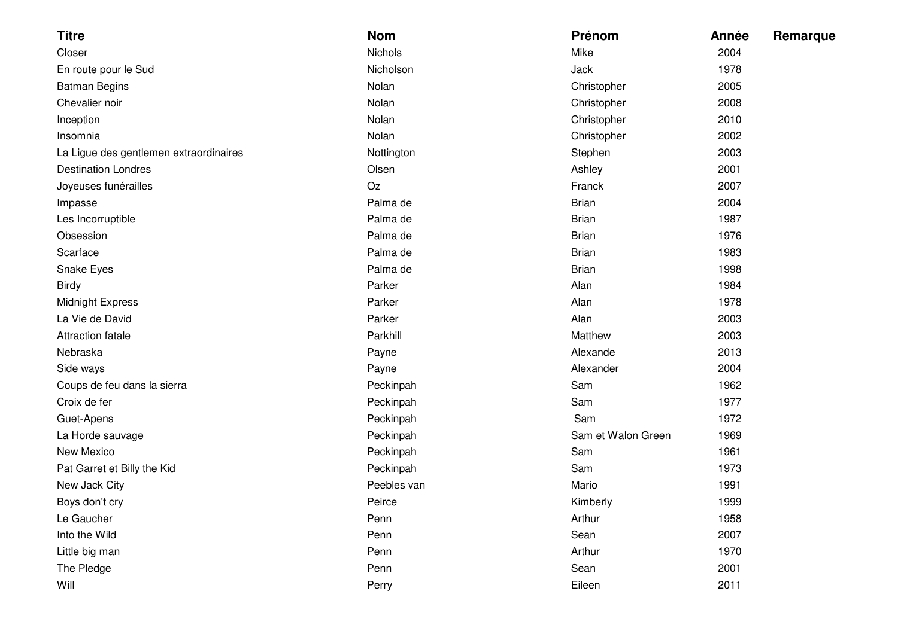| Titre | Nom | Prénom | Année | Remarque |
|---|---|---|---|---|
| Closer | Nichols | Mike | 2004 | |
| En route pour le Sud | Nicholson | Jack | 1978 | |
| Batman Begins | Nolan | Christopher | 2005 | |
| Chevalier noir | Nolan | Christopher | 2008 | |
| Inception | Nolan | Christopher | 2010 | |
| Insomnia | Nolan | Christopher | 2002 | |
| La Ligue des gentlemen extraordinaires | Nottington | Stephen | 2003 | |
| Destination Londres | Olsen | Ashley | 2001 | |
| Joyeuses funérailles | Oz | Franck | 2007 | |
| Impasse | Palma de | Brian | 2004 | |
| Les Incorruptible | Palma de | Brian | 1987 | |
| Obsession | Palma de | Brian | 1976 | |
| Scarface | Palma de | Brian | 1983 | |
| Snake Eyes | Palma de | Brian | 1998 | |
| Birdy | Parker | Alan | 1984 | |
| Midnight Express | Parker | Alan | 1978 | |
| La Vie de David | Parker | Alan | 2003 | |
| Attraction fatale | Parkhill | Matthew | 2003 | |
| Nebraska | Payne | Alexande | 2013 | |
| Side ways | Payne | Alexander | 2004 | |
| Coups de feu dans la sierra | Peckinpah | Sam | 1962 | |
| Croix de fer | Peckinpah | Sam | 1977 | |
| Guet-Apens | Peckinpah | Sam | 1972 | |
| La Horde sauvage | Peckinpah | Sam et Walon Green | 1969 | |
| New Mexico | Peckinpah | Sam | 1961 | |
| Pat Garret et Billy the Kid | Peckinpah | Sam | 1973 | |
| New Jack City | Peebles van | Mario | 1991 | |
| Boys don't cry | Peirce | Kimberly | 1999 | |
| Le Gaucher | Penn | Arthur | 1958 | |
| Into the Wild | Penn | Sean | 2007 | |
| Little big man | Penn | Arthur | 1970 | |
| The Pledge | Penn | Sean | 2001 | |
| Will | Perry | Eileen | 2011 | |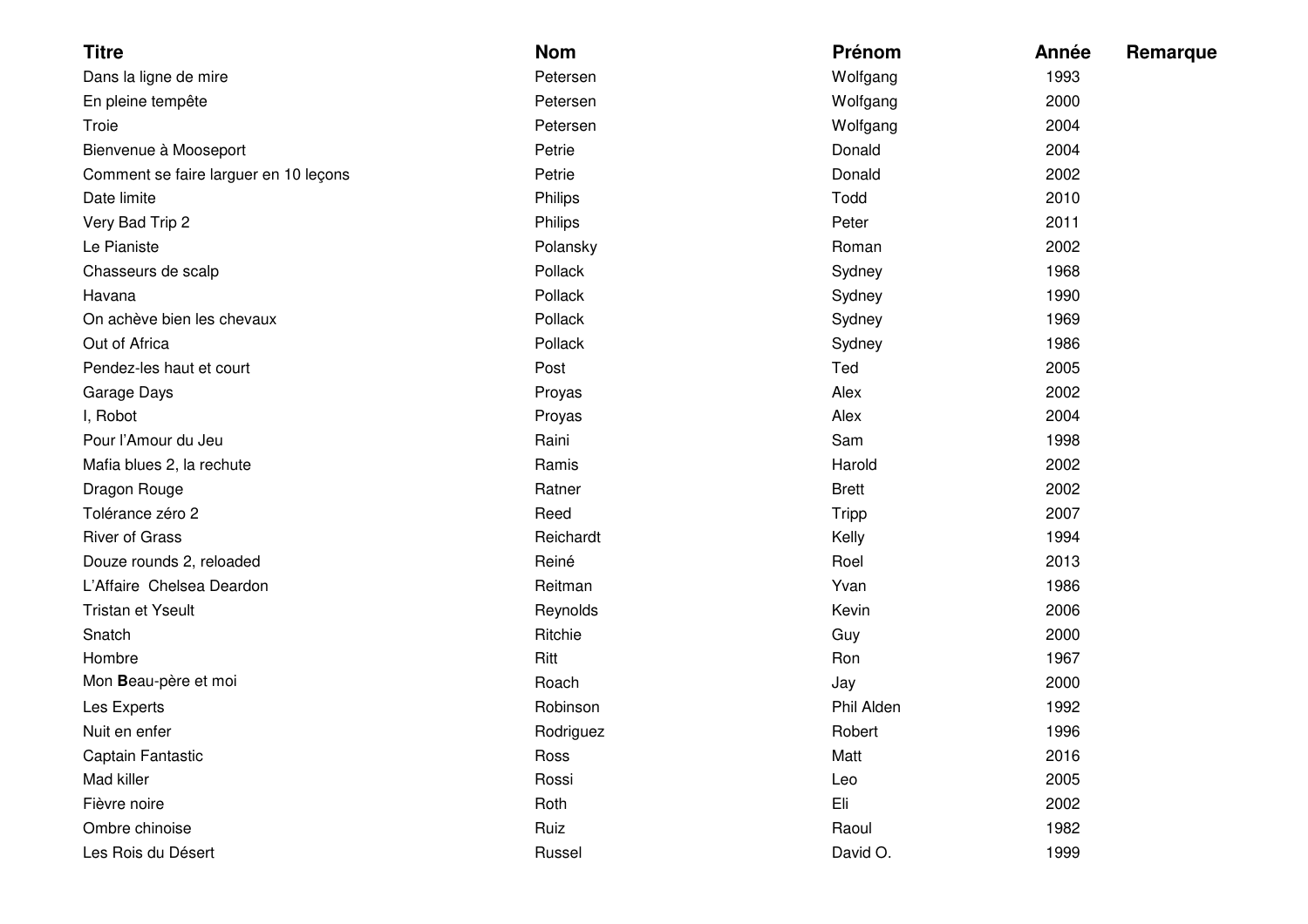| Titre | Nom | Prénom | Année | Remarque |
| --- | --- | --- | --- | --- |
| Dans la ligne de mire | Petersen | Wolfgang | 1993 | |
| En pleine tempête | Petersen | Wolfgang | 2000 | |
| Troie | Petersen | Wolfgang | 2004 | |
| Bienvenue à Mooseport | Petrie | Donald | 2004 | |
| Comment se faire larguer en 10 leçons | Petrie | Donald | 2002 | |
| Date limite | Philips | Todd | 2010 | |
| Very Bad Trip 2 | Philips | Peter | 2011 | |
| Le Pianiste | Polansky | Roman | 2002 | |
| Chasseurs de scalp | Pollack | Sydney | 1968 | |
| Havana | Pollack | Sydney | 1990 | |
| On achève bien les chevaux | Pollack | Sydney | 1969 | |
| Out of Africa | Pollack | Sydney | 1986 | |
| Pendez-les haut et court | Post | Ted | 2005 | |
| Garage Days | Proyas | Alex | 2002 | |
| I, Robot | Proyas | Alex | 2004 | |
| Pour l’Amour du Jeu | Raini | Sam | 1998 | |
| Mafia blues 2, la rechute | Ramis | Harold | 2002 | |
| Dragon Rouge | Ratner | Brett | 2002 | |
| Tolérance zéro 2 | Reed | Tripp | 2007 | |
| River of Grass | Reichardt | Kelly | 1994 | |
| Douze rounds 2, reloaded | Reiné | Roel | 2013 | |
| L’Affaire Chelsea Deardon | Reitman | Yvan | 1986 | |
| Tristan et Yseult | Reynolds | Kevin | 2006 | |
| Snatch | Ritchie | Guy | 2000 | |
| Hombre | Ritt | Ron | 1967 | |
| Mon **B**eau-père et moi | Roach | Jay | 2000 | |
| Les Experts | Robinson | Phil Alden | 1992 | |
| Nuit en enfer | Rodriguez | Robert | 1996 | |
| Captain Fantastic | Ross | Matt | 2016 | |
| Mad killer | Rossi | Leo | 2005 | |
| Fièvre noire | Roth | Eli | 2002 | |
| Ombre chinoise | Ruiz | Raoul | 1982 | |
| Les Rois du Désert | Russel | David O. | 1999 | |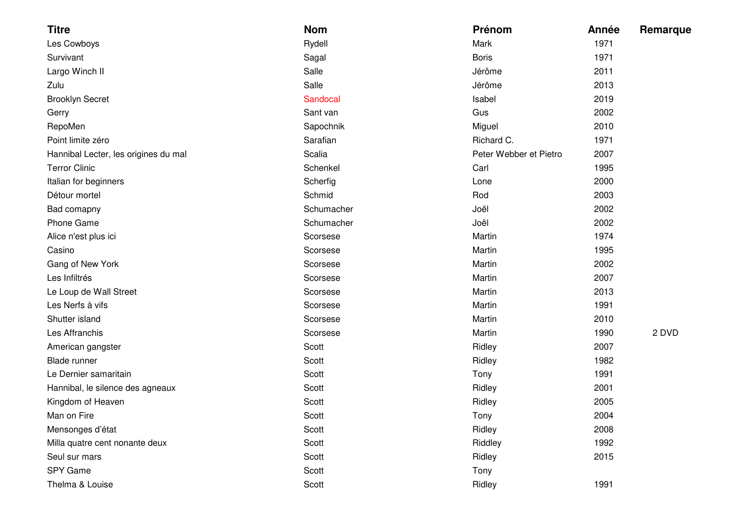| Titre | Nom | Prénom | Année | Remarque |
| --- | --- | --- | --- | --- |
| Les Cowboys | Rydell | Mark | 1971 | |
| Survivant | Sagal | Boris | 1971 | |
| Largo Winch II | Salle | Jérôme | 2011 | |
| Zulu | Salle | Jérôme | 2013 | |
| Brooklyn Secret | Sandocal | Isabel | 2019 | |
| Gerry | Sant van | Gus | 2002 | |
| RepoMen | Sapochnik | Miguel | 2010 | |
| Point limite zéro | Sarafian | Richard C. | 1971 | |
| Hannibal Lecter, les origines du mal | Scalia | Peter Webber et Pietro | 2007 | |
| Terror Clinic | Schenkel | Carl | 1995 | |
| Italian for beginners | Scherfig | Lone | 2000 | |
| Détour mortel | Schmid | Rod | 2003 | |
| Bad comapny | Schumacher | Joël | 2002 | |
| Phone Game | Schumacher | Joël | 2002 | |
| Alice n'est plus ici | Scorsese | Martin | 1974 | |
| Casino | Scorsese | Martin | 1995 | |
| Gang of New York | Scorsese | Martin | 2002 | |
| Les Infiltrés | Scorsese | Martin | 2007 | |
| Le Loup de Wall Street | Scorsese | Martin | 2013 | |
| Les Nerfs à vifs | Scorsese | Martin | 1991 | |
| Shutter island | Scorsese | Martin | 2010 | |
| Les Affranchis | Scorsese | Martin | 1990 | 2 DVD |
| American gangster | Scott | Ridley | 2007 | |
| Blade runner | Scott | Ridley | 1982 | |
| Le Dernier samaritain | Scott | Tony | 1991 | |
| Hannibal, le silence des agneaux | Scott | Ridley | 2001 | |
| Kingdom of Heaven | Scott | Ridley | 2005 | |
| Man on Fire | Scott | Tony | 2004 | |
| Mensonges d'état | Scott | Ridley | 2008 | |
| Milla quatre cent nonante deux | Scott | Riddley | 1992 | |
| Seul sur mars | Scott | Ridley | 2015 | |
| SPY Game | Scott | Tony | | |
| Thelma & Louise | Scott | Ridley | 1991 | |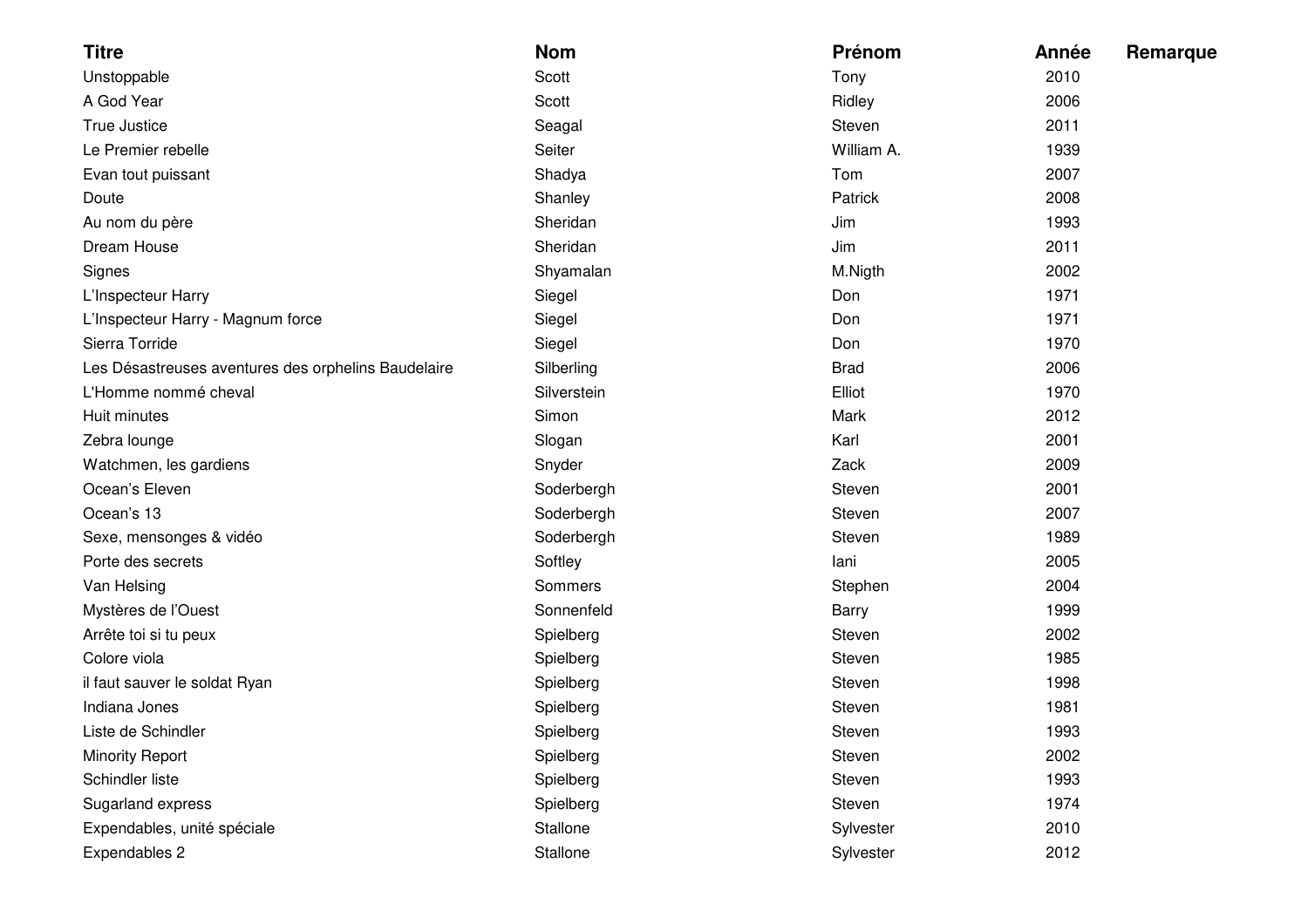| Titre | Nom | Prénom | Année | Remarque |
| --- | --- | --- | --- | --- |
| Unstoppable | Scott | Tony | 2010 | |
| A God Year | Scott | Ridley | 2006 | |
| True Justice | Seagal | Steven | 2011 | |
| Le Premier rebelle | Seiter | William A. | 1939 | |
| Evan tout puissant | Shadya | Tom | 2007 | |
| Doute | Shanley | Patrick | 2008 | |
| Au nom du père | Sheridan | Jim | 1993 | |
| Dream House | Sheridan | Jim | 2011 | |
| Signes | Shyamalan | M.Nigth | 2002 | |
| L'Inspecteur Harry | Siegel | Don | 1971 | |
| L'Inspecteur Harry - Magnum force | Siegel | Don | 1971 | |
| Sierra Torride | Siegel | Don | 1970 | |
| Les Désastreuses aventures des orphelins Baudelaire | Silberling | Brad | 2006 | |
| L'Homme nommé cheval | Silverstein | Elliot | 1970 | |
| Huit minutes | Simon | Mark | 2012 | |
| Zebra lounge | Slogan | Karl | 2001 | |
| Watchmen, les gardiens | Snyder | Zack | 2009 | |
| Ocean's Eleven | Soderbergh | Steven | 2001 | |
| Ocean's 13 | Soderbergh | Steven | 2007 | |
| Sexe, mensonges & vidéo | Soderbergh | Steven | 1989 | |
| Porte des secrets | Softley | Iani | 2005 | |
| Van Helsing | Sommers | Stephen | 2004 | |
| Mystères de l'Ouest | Sonnenfeld | Barry | 1999 | |
| Arrête toi si tu peux | Spielberg | Steven | 2002 | |
| Colore viola | Spielberg | Steven | 1985 | |
| il faut sauver le soldat Ryan | Spielberg | Steven | 1998 | |
| Indiana Jones | Spielberg | Steven | 1981 | |
| Liste de Schindler | Spielberg | Steven | 1993 | |
| Minority Report | Spielberg | Steven | 2002 | |
| Schindler liste | Spielberg | Steven | 1993 | |
| Sugarland express | Spielberg | Steven | 1974 | |
| Expendables, unité spéciale | Stallone | Sylvester | 2010 | |
| Expendables 2 | Stallone | Sylvester | 2012 | |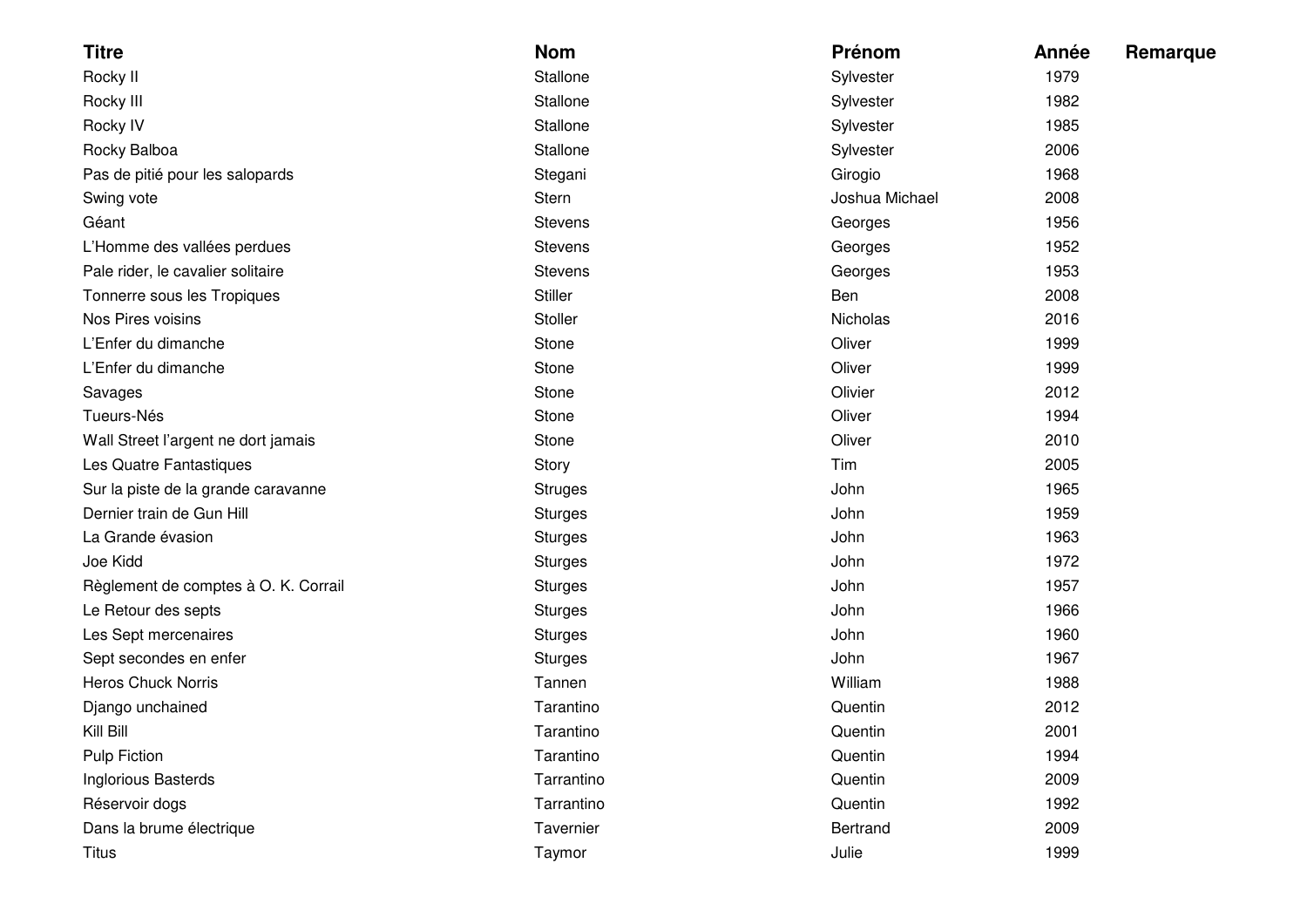| Titre | Nom | Prénom | Année | Remarque |
| --- | --- | --- | --- | --- |
| Rocky II | Stallone | Sylvester | 1979 | |
| Rocky III | Stallone | Sylvester | 1982 | |
| Rocky IV | Stallone | Sylvester | 1985 | |
| Rocky Balboa | Stallone | Sylvester | 2006 | |
| Pas de pitié pour les salopards | Stegani | Girogio | 1968 | |
| Swing vote | Stern | Joshua Michael | 2008 | |
| Géant | Stevens | Georges | 1956 | |
| L'Homme des vallées perdues | Stevens | Georges | 1952 | |
| Pale rider, le cavalier solitaire | Stevens | Georges | 1953 | |
| Tonnerre sous les Tropiques | Stiller | Ben | 2008 | |
| Nos Pires voisins | Stoller | Nicholas | 2016 | |
| L'Enfer du dimanche | Stone | Oliver | 1999 | |
| L'Enfer du dimanche | Stone | Oliver | 1999 | |
| Savages | Stone | Olivier | 2012 | |
| Tueurs-Nés | Stone | Oliver | 1994 | |
| Wall Street l'argent ne dort jamais | Stone | Oliver | 2010 | |
| Les Quatre Fantastiques | Story | Tim | 2005 | |
| Sur la piste de la grande caravanne | Struges | John | 1965 | |
| Dernier train de Gun Hill | Sturges | John | 1959 | |
| La Grande évasion | Sturges | John | 1963 | |
| Joe Kidd | Sturges | John | 1972 | |
| Règlement de comptes à O. K. Corrail | Sturges | John | 1957 | |
| Le Retour des septs | Sturges | John | 1966 | |
| Les Sept mercenaires | Sturges | John | 1960 | |
| Sept secondes en enfer | Sturges | John | 1967 | |
| Heros Chuck Norris | Tannen | William | 1988 | |
| Django unchained | Tarantino | Quentin | 2012 | |
| Kill Bill | Tarantino | Quentin | 2001 | |
| Pulp Fiction | Tarantino | Quentin | 1994 | |
| Inglorious Basterds | Tarrantino | Quentin | 2009 | |
| Réservoir dogs | Tarrantino | Quentin | 1992 | |
| Dans la brume électrique | Tavernier | Bertrand | 2009 | |
| Titus | Taymor | Julie | 1999 | |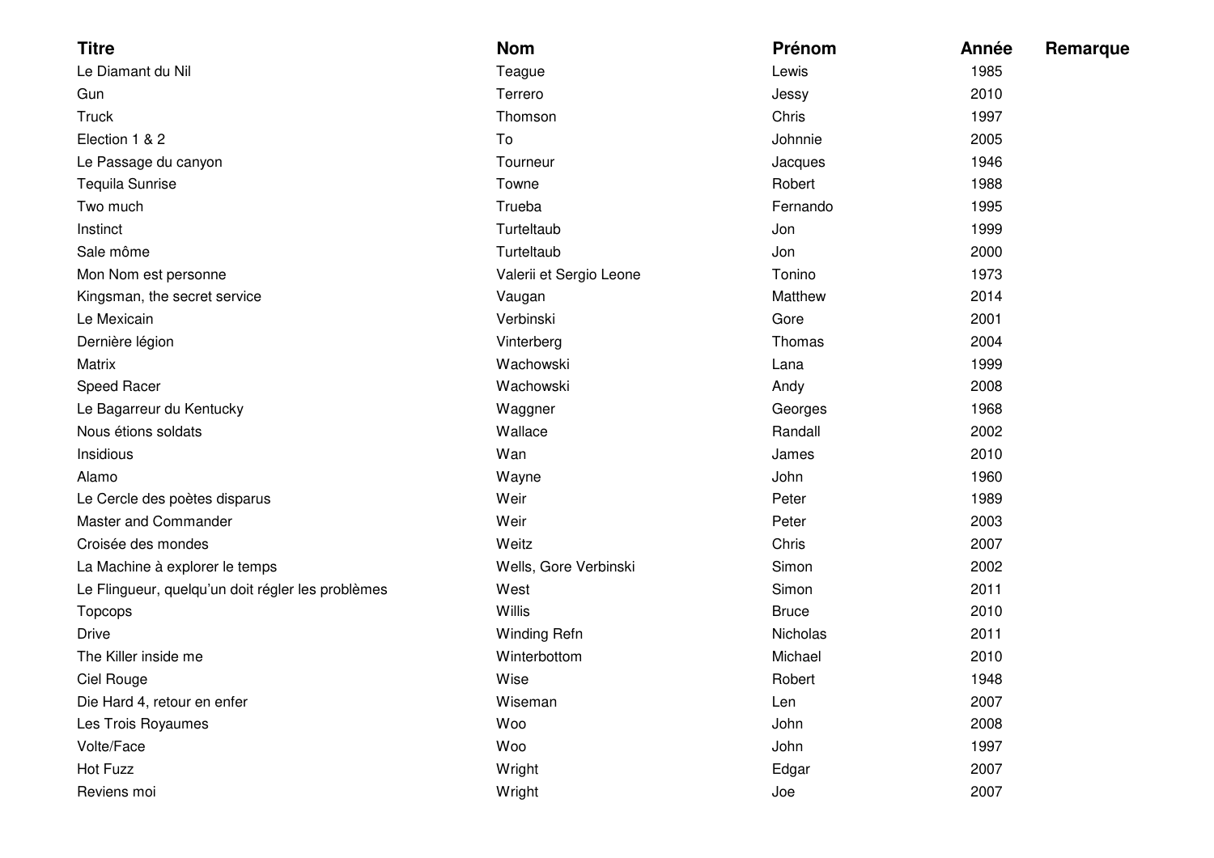| Titre | Nom | Prénom | Année | Remarque |
| --- | --- | --- | --- | --- |
| Le Diamant du Nil | Teague | Lewis | 1985 | |
| Gun | Terrero | Jessy | 2010 | |
| Truck | Thomson | Chris | 1997 | |
| Election 1 & 2 | To | Johnnie | 2005 | |
| Le Passage du canyon | Tourneur | Jacques | 1946 | |
| Tequila Sunrise | Towne | Robert | 1988 | |
| Two much | Trueba | Fernando | 1995 | |
| Instinct | Turteltaub | Jon | 1999 | |
| Sale môme | Turteltaub | Jon | 2000 | |
| Mon Nom est personne | Valerii et Sergio Leone | Tonino | 1973 | |
| Kingsman, the secret service | Vaugan | Matthew | 2014 | |
| Le Mexicain | Verbinski | Gore | 2001 | |
| Dernière légion | Vinterberg | Thomas | 2004 | |
| Matrix | Wachowski | Lana | 1999 | |
| Speed Racer | Wachowski | Andy | 2008 | |
| Le Bagarreur du Kentucky | Waggner | Georges | 1968 | |
| Nous étions soldats | Wallace | Randall | 2002 | |
| Insidious | Wan | James | 2010 | |
| Alamo | Wayne | John | 1960 | |
| Le Cercle des poètes disparus | Weir | Peter | 1989 | |
| Master and Commander | Weir | Peter | 2003 | |
| Croisée des mondes | Weitz | Chris | 2007 | |
| La Machine à explorer le temps | Wells, Gore Verbinski | Simon | 2002 | |
| Le Flingueur, quelqu'un doit régler les problèmes | West | Simon | 2011 | |
| Topcops | Willis | Bruce | 2010 | |
| Drive | Winding Refn | Nicholas | 2011 | |
| The Killer inside me | Winterbottom | Michael | 2010 | |
| Ciel Rouge | Wise | Robert | 1948 | |
| Die Hard 4, retour en enfer | Wiseman | Len | 2007 | |
| Les Trois Royaumes | Woo | John | 2008 | |
| Volte/Face | Woo | John | 1997 | |
| Hot Fuzz | Wright | Edgar | 2007 | |
| Reviens moi | Wright | Joe | 2007 | |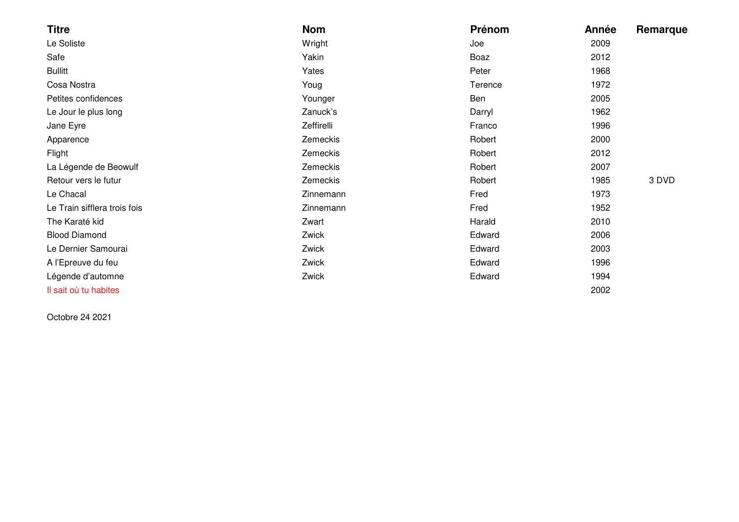| Titre | Nom | Prénom | Année | Remarque |
|---|---|---|---|---|
| Le Soliste | Wright | Joe | 2009 | |
| Safe | Yakin | Boaz | 2012 | |
| Bullitt | Yates | Peter | 1968 | |
| Cosa Nostra | Youg | Terence | 1972 | |
| Petites confidences | Younger | Ben | 2005 | |
| Le Jour le plus long | Zanuck’s | Darryl | 1962 | |
| Jane Eyre | Zeffirelli | Franco | 1996 | |
| Apparence | Zemeckis | Robert | 2000 | |
| Flight | Zemeckis | Robert | 2012 | |
| La Légende de Beowulf | Zemeckis | Robert | 2007 | |
| Retour vers le futur | Zemeckis | Robert | 1985 | 3 DVD |
| Le Chacal | Zinnemann | Fred | 1973 | |
| Le Train sifflera trois fois | Zinnemann | Fred | 1952 | |
| The Karaté kid | Zwart | Harald | 2010 | |
| Blood Diamond | Zwick | Edward | 2006 | |
| Le Dernier Samourai | Zwick | Edward | 2003 | |
| A l’Epreuve du feu | Zwick | Edward | 1996 | |
| Légende d’automne | Zwick | Edward | 1994 | |
| Il sait où tu habites | | | 2002 | |

Octobre 24 2021